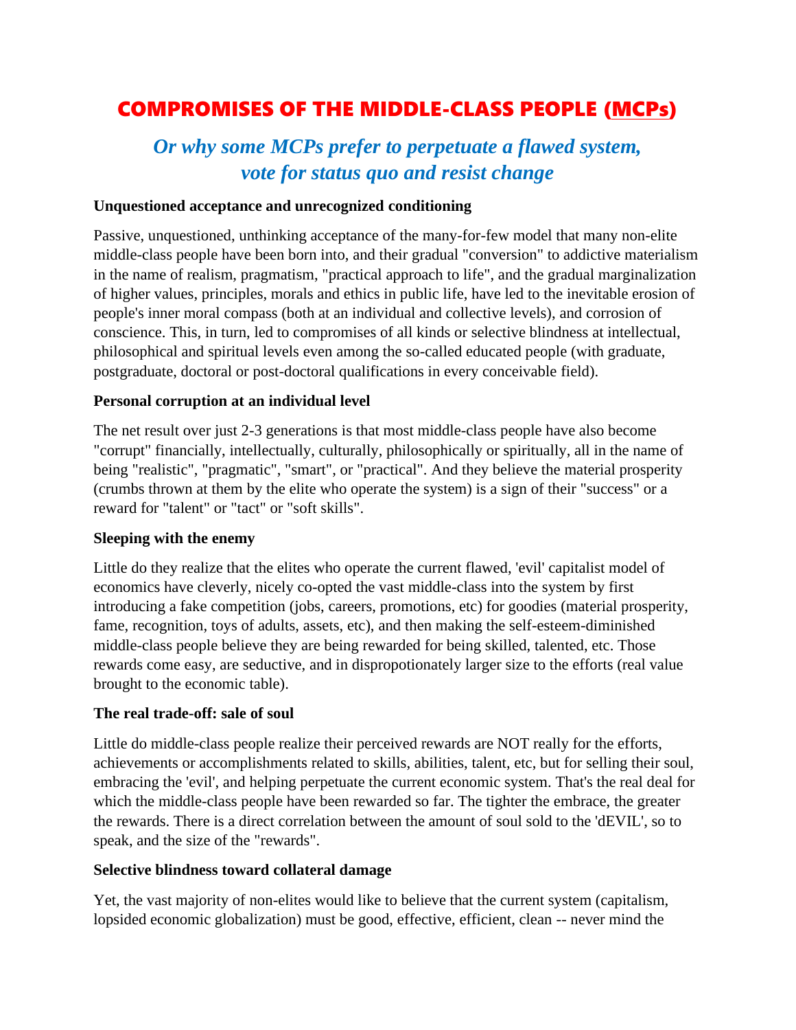# COMPROMISES OF THE MIDDLE-CLASS PEOPLE (MCPs)

## *Or why some MCPs prefer to perpetuate a flawed system, vote for status quo and resist change*

**Unquestioned acceptance and unrecognized conditioning**

Passive, unquestioned, unthinking acceptance of the many-for-few model that many non-elite middle-class people have been born into, and their gradual "conversion" to addictive materialism in the name of realism, pragmatism, "practical approach to life", and the gradual marginalization of higher values, principles, morals and ethics in public life, have led to the inevitable erosion of people's inner moral compass (both at an individual and collective levels), and corrosion of conscience. This, in turn, led to compromises of all kinds or selective blindness at intellectual, philosophical and spiritual levels even among the so-called educated people (with graduate, postgraduate, doctoral or post-doctoral qualifications in every conceivable field).

**Personal corruption at an individual level**

The net result over just 2-3 generations is that most middle-class people have also become "corrupt" financially, intellectually, culturally, philosophically or spiritually, all in the name of being "realistic", "pragmatic", "smart", or "practical". And they believe the material prosperity (crumbs thrown at them by the elite who operate the system) is a sign of their "success" or a reward for "talent" or "tact" or "soft skills".

**Sleeping with the enemy**

Little do they realize that the elites who operate the current flawed, 'evil' capitalist model of economics have cleverly, nicely co-opted the vast middle-class into the system by first introducing a fake competition (jobs, careers, promotions, etc) for goodies (material prosperity, fame, recognition, toys of adults, assets, etc), and then making the self-esteem-diminished middle-class people believe they are being rewarded for being skilled, talented, etc. Those rewards come easy, are seductive, and in dispropotionately larger size to the efforts (real value brought to the economic table).

**The real trade-off: sale of soul**

Little do middle-class people realize their perceived rewards are NOT really for the efforts, achievements or accomplishments related to skills, abilities, talent, etc, but for selling their soul, embracing the 'evil', and helping perpetuate the current economic system. That's the real deal for which the middle-class people have been rewarded so far. The tighter the embrace, the greater the rewards. There is a direct correlation between the amount of soul sold to the 'dEVIL', so to speak, and the size of the "rewards".

**Selective blindness toward collateral damage**

Yet, the vast majority of non-elites would like to believe that the current system (capitalism, lopsided economic globalization) must be good, effective, efficient, clean -- never mind the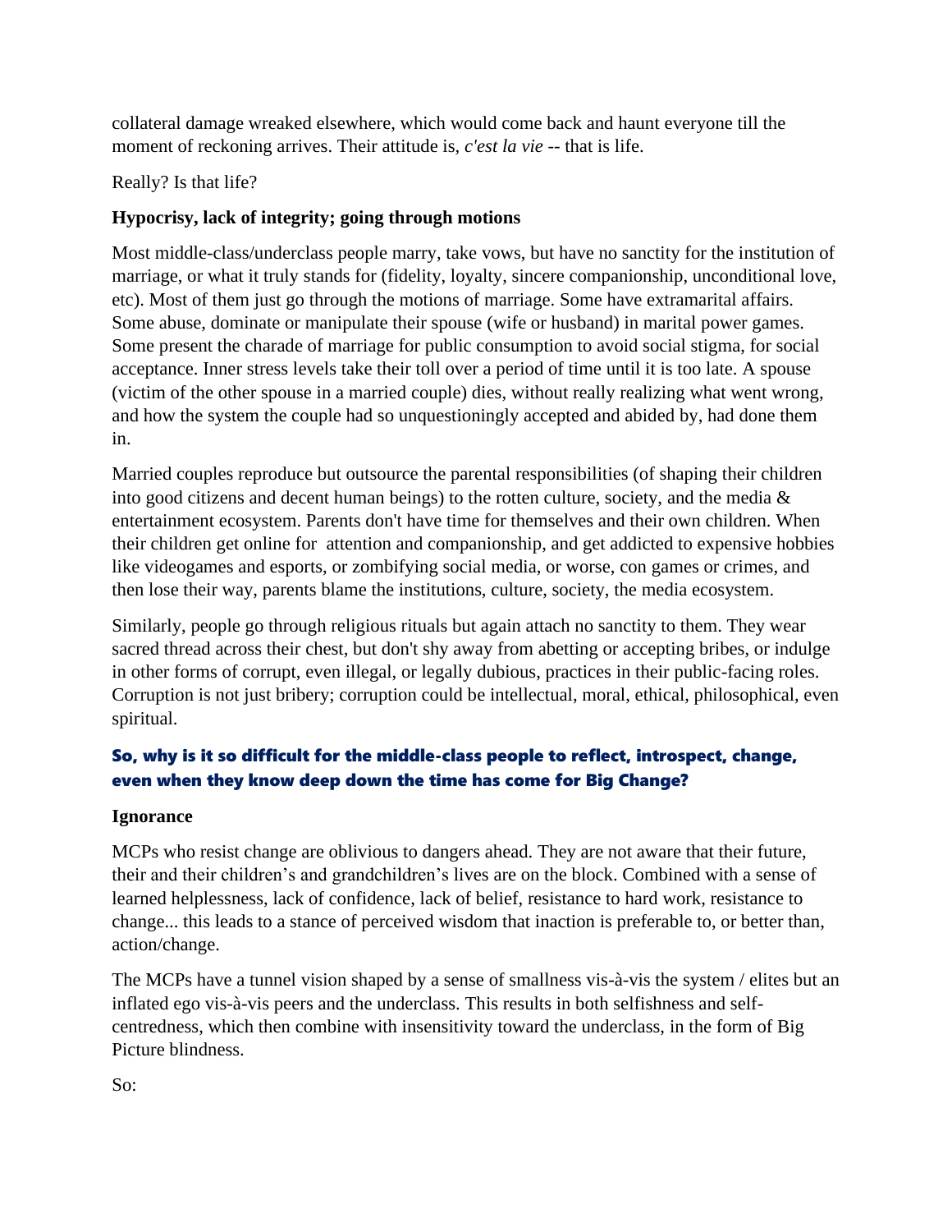collateral damage wreaked elsewhere, which would come back and haunt everyone till the moment of reckoning arrives. Their attitude is, *c'est la vie* -- that is life.

Really? Is that life?

**Hypocrisy, lack of integrity; going through motions**

Most middle-class/underclass people marry, take vows, but have no sanctity for the institution of marriage, or what it truly stands for (fidelity, loyalty, sincere companionship, unconditional love, etc). Most of them just go through the motions of marriage. Some have extramarital affairs. Some abuse, dominate or manipulate their spouse (wife or husband) in marital power games. Some present the charade of marriage for public consumption to avoid social stigma, for social acceptance. Inner stress levels take their toll over a period of time until it is too late. A spouse (victim of the other spouse in a married couple) dies, without really realizing what went wrong, and how the system the couple had so unquestioningly accepted and abided by, had done them in.

Married couples reproduce but outsource the parental responsibilities (of shaping their children into good citizens and decent human beings) to the rotten culture, society, and the media & entertainment ecosystem. Parents don't have time for themselves and their own children. When their children get online for attention and companionship, and get addicted to expensive hobbies like videogames and esports, or zombifying social media, or worse, con games or crimes, and then lose their way, parents blame the institutions, culture, society, the media ecosystem.

Similarly, people go through religious rituals but again attach no sanctity to them. They wear sacred thread across their chest, but don't shy away from abetting or accepting bribes, or indulge in other forms of corrupt, even illegal, or legally dubious, practices in their public-facing roles. Corruption is not just bribery; corruption could be intellectual, moral, ethical, philosophical, even spiritual.

### So, why is it so difficult for the middle-class people to reflect, introspect, change, even when they know deep down the time has come for Big Change?

**Ignorance**

MCPs who resist change are oblivious to dangers ahead. They are not aware that their future, their and their children's and grandchildren's lives are on the block. Combined with a sense of learned helplessness, lack of confidence, lack of belief, resistance to hard work, resistance to change... this leads to a stance of perceived wisdom that inaction is preferable to, or better than, action/change.

The MCPs have a tunnel vision shaped by a sense of smallness vis-à-vis the system / elites but an inflated ego vis-à-vis peers and the underclass. This results in both selfishness and self-centredness, which then combine with insensitivity toward the underclass, in the form of Big Picture blindness.

So: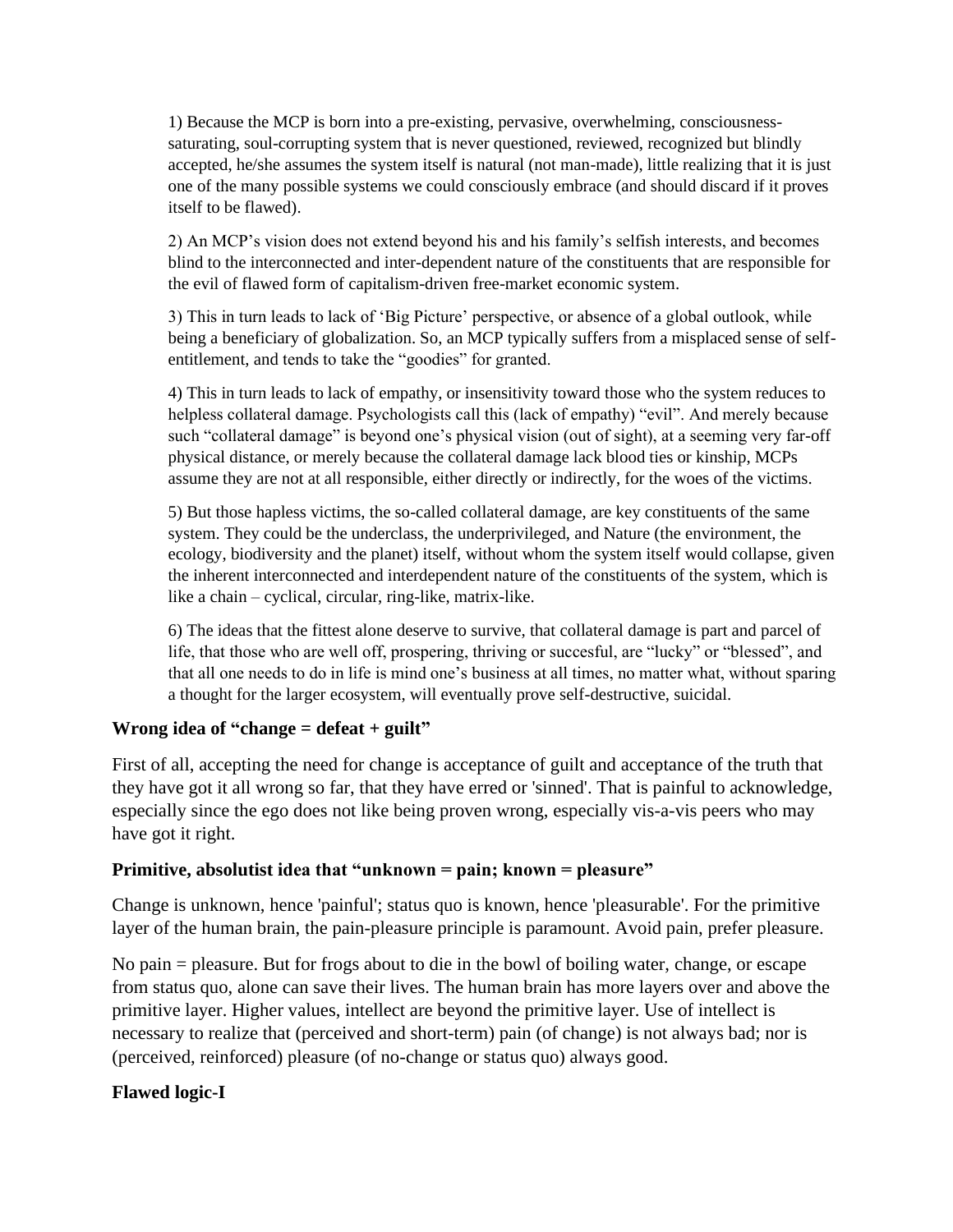1) Because the MCP is born into a pre-existing, pervasive, overwhelming, consciousness-saturating, soul-corrupting system that is never questioned, reviewed, recognized but blindly accepted, he/she assumes the system itself is natural (not man-made), little realizing that it is just one of the many possible systems we could consciously embrace (and should discard if it proves itself to be flawed).

2) An MCP's vision does not extend beyond his and his family's selfish interests, and becomes blind to the interconnected and inter-dependent nature of the constituents that are responsible for the evil of flawed form of capitalism-driven free-market economic system.

3) This in turn leads to lack of 'Big Picture' perspective, or absence of a global outlook, while being a beneficiary of globalization. So, an MCP typically suffers from a misplaced sense of self-entitlement, and tends to take the "goodies" for granted.

4) This in turn leads to lack of empathy, or insensitivity toward those who the system reduces to helpless collateral damage. Psychologists call this (lack of empathy) "evil". And merely because such "collateral damage" is beyond one's physical vision (out of sight), at a seeming very far-off physical distance, or merely because the collateral damage lack blood ties or kinship, MCPs assume they are not at all responsible, either directly or indirectly, for the woes of the victims.

5) But those hapless victims, the so-called collateral damage, are key constituents of the same system. They could be the underclass, the underprivileged, and Nature (the environment, the ecology, biodiversity and the planet) itself, without whom the system itself would collapse, given the inherent interconnected and interdependent nature of the constituents of the system, which is like a chain – cyclical, circular, ring-like, matrix-like.

6) The ideas that the fittest alone deserve to survive, that collateral damage is part and parcel of life, that those who are well off, prospering, thriving or succesful, are "lucky" or "blessed", and that all one needs to do in life is mind one's business at all times, no matter what, without sparing a thought for the larger ecosystem, will eventually prove self-destructive, suicidal.

**Wrong idea of "change = defeat + guilt"**

First of all, accepting the need for change is acceptance of guilt and acceptance of the truth that they have got it all wrong so far, that they have erred or 'sinned'. That is painful to acknowledge, especially since the ego does not like being proven wrong, especially vis-a-vis peers who may have got it right.

**Primitive, absolutist idea that "unknown = pain; known = pleasure"**

Change is unknown, hence 'painful'; status quo is known, hence 'pleasurable'. For the primitive layer of the human brain, the pain-pleasure principle is paramount. Avoid pain, prefer pleasure.

No pain = pleasure. But for frogs about to die in the bowl of boiling water, change, or escape from status quo, alone can save their lives. The human brain has more layers over and above the primitive layer. Higher values, intellect are beyond the primitive layer. Use of intellect is necessary to realize that (perceived and short-term) pain (of change) is not always bad; nor is (perceived, reinforced) pleasure (of no-change or status quo) always good.

**Flawed logic-I**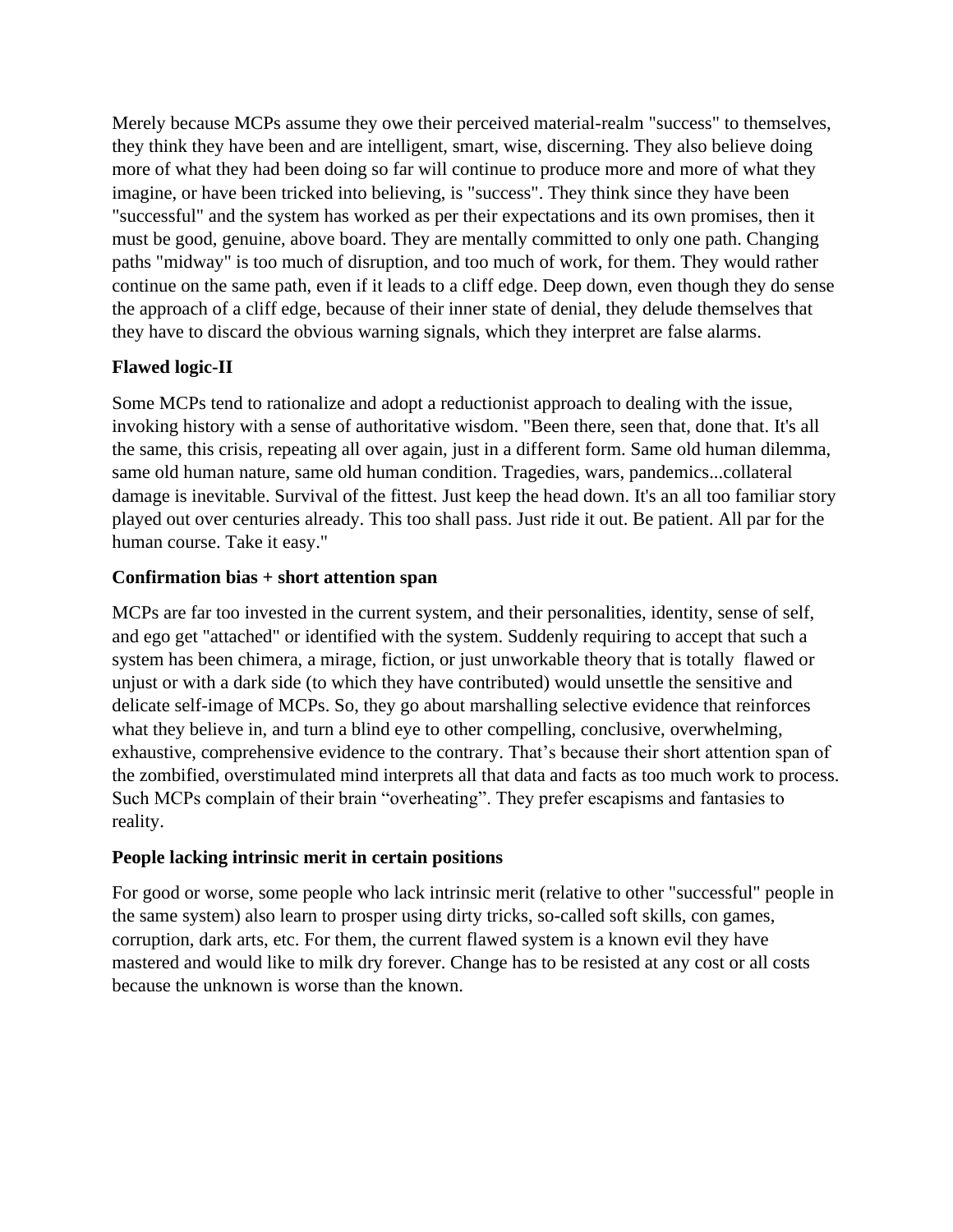Merely because MCPs assume they owe their perceived material-realm "success" to themselves, they think they have been and are intelligent, smart, wise, discerning. They also believe doing more of what they had been doing so far will continue to produce more and more of what they imagine, or have been tricked into believing, is "success". They think since they have been "successful" and the system has worked as per their expectations and its own promises, then it must be good, genuine, above board. They are mentally committed to only one path. Changing paths "midway" is too much of disruption, and too much of work, for them. They would rather continue on the same path, even if it leads to a cliff edge. Deep down, even though they do sense the approach of a cliff edge, because of their inner state of denial, they delude themselves that they have to discard the obvious warning signals, which they interpret are false alarms.

**Flawed logic-II**

Some MCPs tend to rationalize and adopt a reductionist approach to dealing with the issue, invoking history with a sense of authoritative wisdom. "Been there, seen that, done that. It's all the same, this crisis, repeating all over again, just in a different form. Same old human dilemma, same old human nature, same old human condition. Tragedies, wars, pandemics...collateral damage is inevitable. Survival of the fittest. Just keep the head down. It's an all too familiar story played out over centuries already. This too shall pass. Just ride it out. Be patient. All par for the human course. Take it easy."

**Confirmation bias + short attention span**

MCPs are far too invested in the current system, and their personalities, identity, sense of self, and ego get "attached" or identified with the system. Suddenly requiring to accept that such a system has been chimera, a mirage, fiction, or just unworkable theory that is totally flawed or unjust or with a dark side (to which they have contributed) would unsettle the sensitive and delicate self-image of MCPs. So, they go about marshalling selective evidence that reinforces what they believe in, and turn a blind eye to other compelling, conclusive, overwhelming, exhaustive, comprehensive evidence to the contrary. That's because their short attention span of the zombified, overstimulated mind interprets all that data and facts as too much work to process. Such MCPs complain of their brain "overheating". They prefer escapisms and fantasies to reality.

**People lacking intrinsic merit in certain positions**

For good or worse, some people who lack intrinsic merit (relative to other "successful" people in the same system) also learn to prosper using dirty tricks, so-called soft skills, con games, corruption, dark arts, etc. For them, the current flawed system is a known evil they have mastered and would like to milk dry forever. Change has to be resisted at any cost or all costs because the unknown is worse than the known.